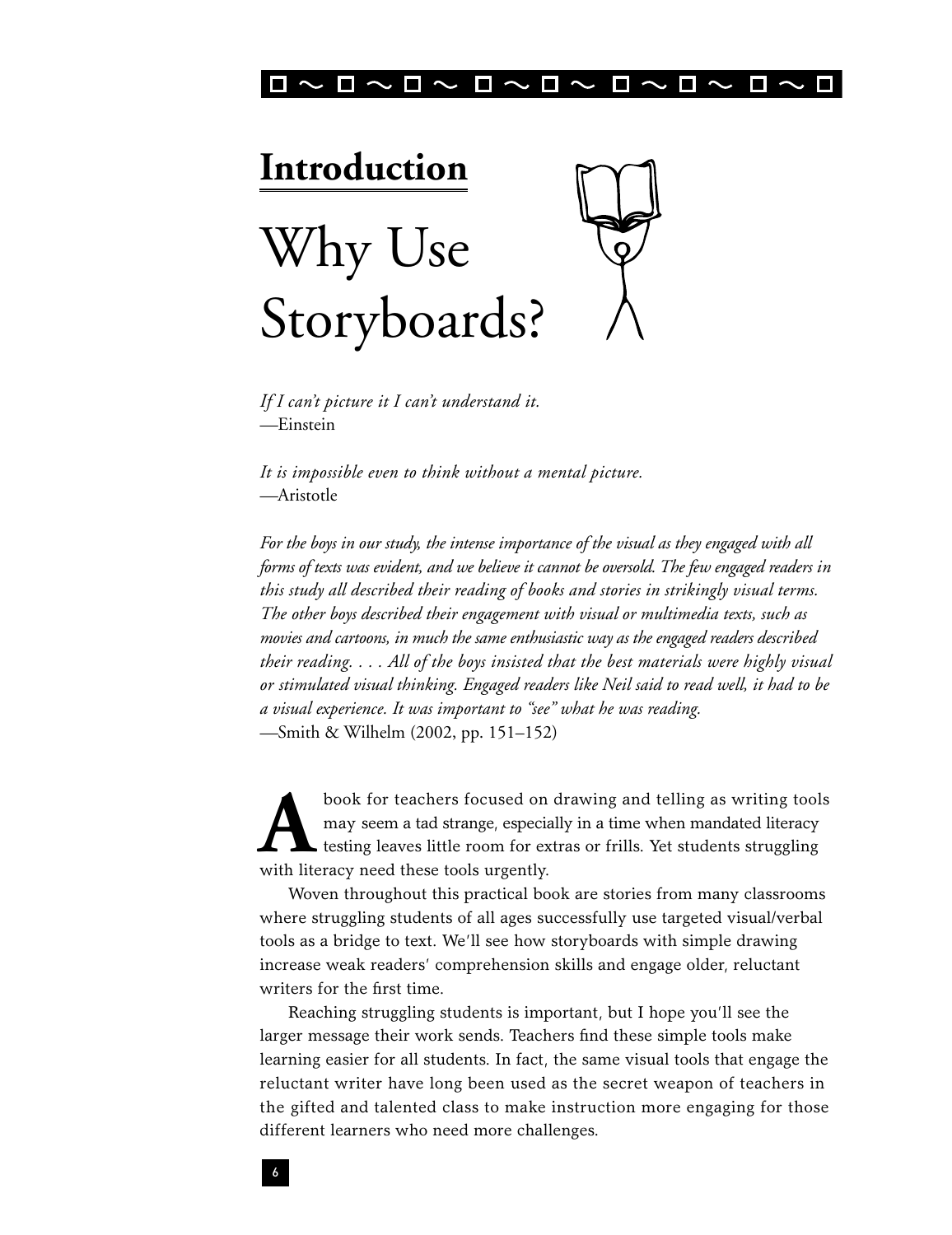## Introduction

# Why Use Storyboards?

*If I can't picture it I can't understand it.*
—Einstein

*It is impossible even to think without a mental picture.*
—Aristotle

*For the boys in our study, the intense importance of the visual as they engaged with all forms of texts was evident, and we believe it cannot be oversold. The few engaged readers in this study all described their reading of books and stories in strikingly visual terms. The other boys described their engagement with visual or multimedia texts, such as movies and cartoons, in much the same enthusiastic way as the engaged readers described their reading. . . . All of the boys insisted that the best materials were highly visual or stimulated visual thinking. Engaged readers like Neil said to read well, it had to be a visual experience. It was important to "see" what he was reading.*
—Smith & Wilhelm (2002, pp. 151–152)

A book for teachers focused on drawing and telling as writing tools may seem a tad strange, especially in a time when mandated literacy testing leaves little room for extras or frills. Yet students struggling with literacy need these tools urgently.

Woven throughout this practical book are stories from many classrooms where struggling students of all ages successfully use targeted visual/verbal tools as a bridge to text. We'll see how storyboards with simple drawing increase weak readers' comprehension skills and engage older, reluctant writers for the first time.

Reaching struggling students is important, but I hope you'll see the larger message their work sends. Teachers find these simple tools make learning easier for all students. In fact, the same visual tools that engage the reluctant writer have long been used as the secret weapon of teachers in the gifted and talented class to make instruction more engaging for those different learners who need more challenges.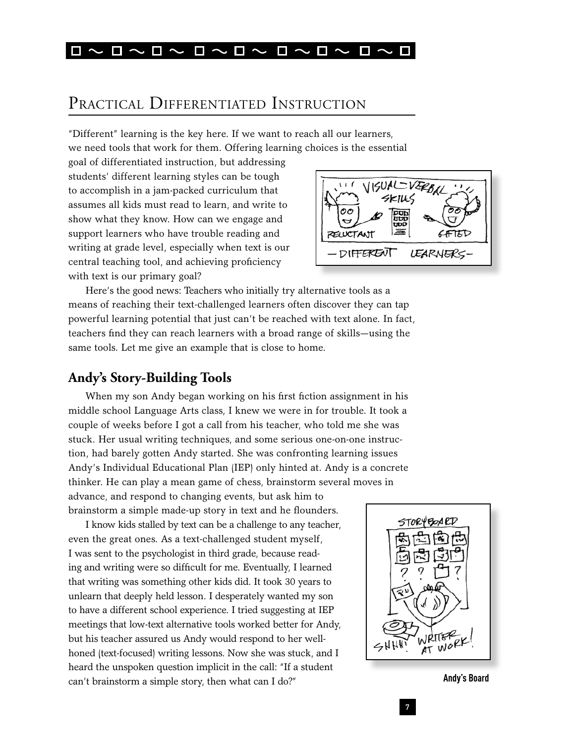# Practical Differentiated Instruction

"Different" learning is the key here. If we want to reach all our learners, we need tools that work for them. Offering learning choices is the essential goal of differentiated instruction, but addressing students' different learning styles can be tough to accomplish in a jam-packed curriculum that assumes all kids must read to learn, and write to show what they know. How can we engage and support learners who have trouble reading and writing at grade level, especially when text is our central teaching tool, and achieving proficiency with text is our primary goal?

Here's the good news: Teachers who initially try alternative tools as a means of reaching their text-challenged learners often discover they can tap powerful learning potential that just can't be reached with text alone. In fact, teachers find they can reach learners with a broad range of skills—using the same tools. Let me give an example that is close to home.

## Andy's Story-Building Tools

When my son Andy began working on his first fiction assignment in his middle school Language Arts class, I knew we were in for trouble. It took a couple of weeks before I got a call from his teacher, who told me she was stuck. Her usual writing techniques, and some serious one-on-one instruction, had barely gotten Andy started. She was confronting learning issues Andy's Individual Educational Plan (IEP) only hinted at. Andy is a concrete thinker. He can play a mean game of chess, brainstorm several moves in advance, and respond to changing events, but ask him to brainstorm a simple made-up story in text and he flounders.

I know kids stalled by text can be a challenge to any teacher, even the great ones. As a text-challenged student myself, I was sent to the psychologist in third grade, because reading and writing were so difficult for me. Eventually, I learned that writing was something other kids did. It took 30 years to unlearn that deeply held lesson. I desperately wanted my son to have a different school experience. I tried suggesting at IEP meetings that low-text alternative tools worked better for Andy, but his teacher assured us Andy would respond to her well-honed (text-focused) writing lessons. Now she was stuck, and I heard the unspoken question implicit in the call: "If a student can't brainstorm a simple story, then what can I do?"

**Andy's Board**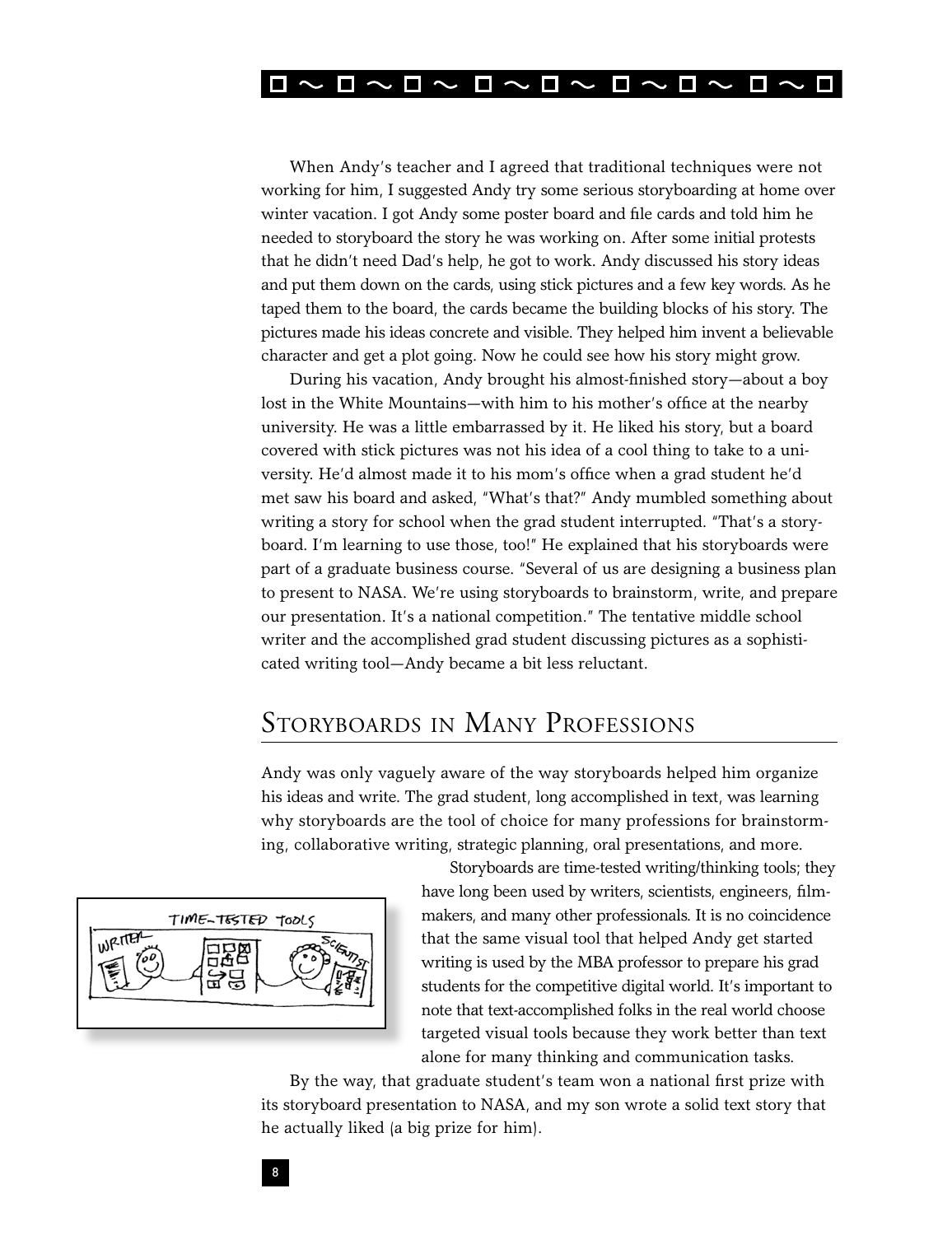When Andy's teacher and I agreed that traditional techniques were not working for him, I suggested Andy try some serious storyboarding at home over winter vacation. I got Andy some poster board and file cards and told him he needed to storyboard the story he was working on. After some initial protests that he didn't need Dad's help, he got to work. Andy discussed his story ideas and put them down on the cards, using stick pictures and a few key words. As he taped them to the board, the cards became the building blocks of his story. The pictures made his ideas concrete and visible. They helped him invent a believable character and get a plot going. Now he could see how his story might grow.

During his vacation, Andy brought his almost-finished story—about a boy lost in the White Mountains—with him to his mother's office at the nearby university. He was a little embarrassed by it. He liked his story, but a board covered with stick pictures was not his idea of a cool thing to take to a university. He'd almost made it to his mom's office when a grad student he'd met saw his board and asked, "What's that?" Andy mumbled something about writing a story for school when the grad student interrupted. "That's a storyboard. I'm learning to use those, too!" He explained that his storyboards were part of a graduate business course. "Several of us are designing a business plan to present to NASA. We're using storyboards to brainstorm, write, and prepare our presentation. It's a national competition." The tentative middle school writer and the accomplished grad student discussing pictures as a sophisticated writing tool—Andy became a bit less reluctant.

## Storyboards in Many Professions

Andy was only vaguely aware of the way storyboards helped him organize his ideas and write. The grad student, long accomplished in text, was learning why storyboards are the tool of choice for many professions for brainstorming, collaborative writing, strategic planning, oral presentations, and more.

Storyboards are time-tested writing/thinking tools; they have long been used by writers, scientists, engineers, filmmakers, and many other professionals. It is no coincidence that the same visual tool that helped Andy get started writing is used by the MBA professor to prepare his grad students for the competitive digital world. It's important to note that text-accomplished folks in the real world choose targeted visual tools because they work better than text alone for many thinking and communication tasks.

By the way, that graduate student's team won a national first prize with its storyboard presentation to NASA, and my son wrote a solid text story that he actually liked (a big prize for him).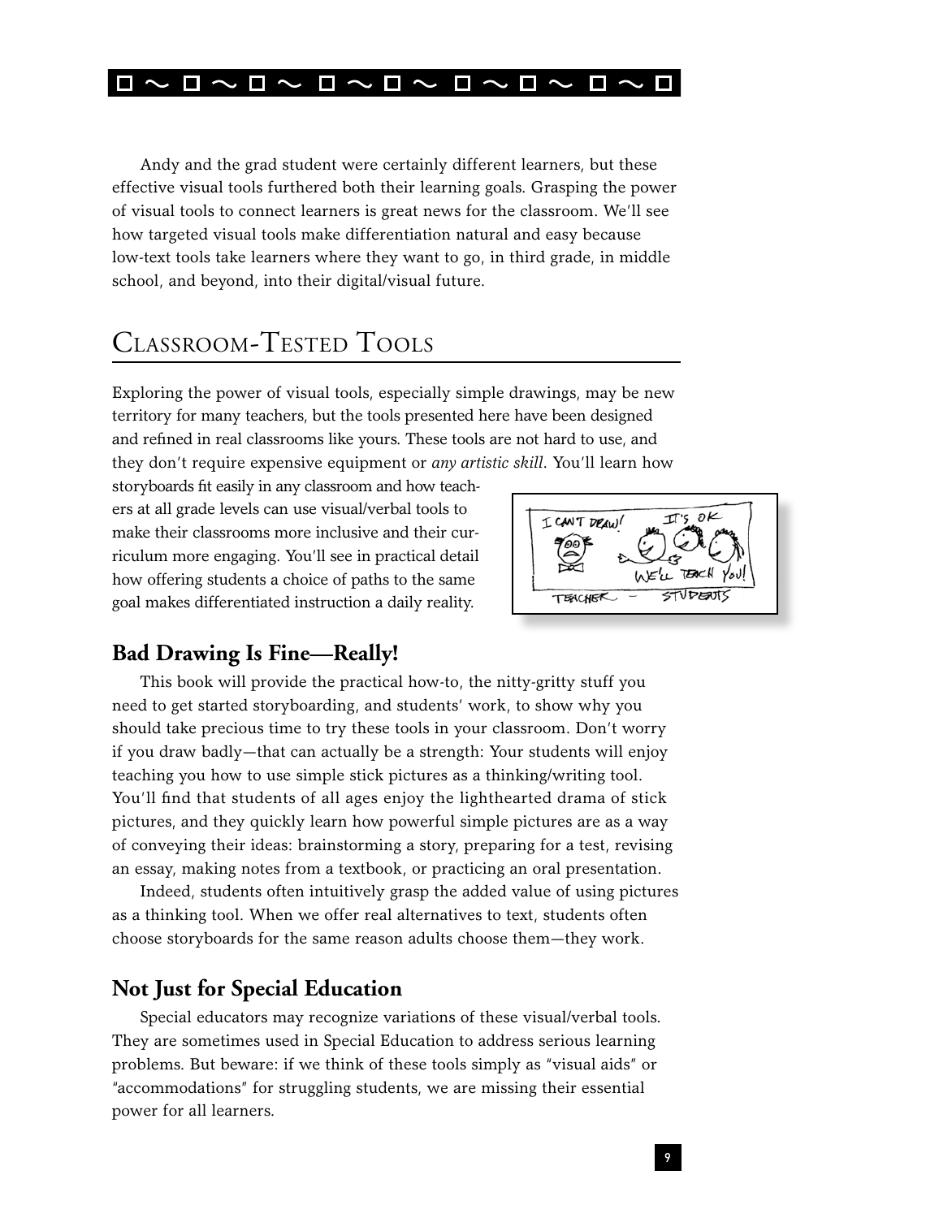Andy and the grad student were certainly different learners, but these effective visual tools furthered both their learning goals. Grasping the power of visual tools to connect learners is great news for the classroom. We'll see how targeted visual tools make differentiation natural and easy because low-text tools take learners where they want to go, in third grade, in middle school, and beyond, into their digital/visual future.

## Classroom-Tested Tools

Exploring the power of visual tools, especially simple drawings, may be new territory for many teachers, but the tools presented here have been designed and refined in real classrooms like yours. These tools are not hard to use, and they don't require expensive equipment or *any artistic skill*. You'll learn how storyboards fit easily in any classroom and how teachers at all grade levels can use visual/verbal tools to make their classrooms more inclusive and their curriculum more engaging. You'll see in practical detail how offering students a choice of paths to the same goal makes differentiated instruction a daily reality.

### Bad Drawing Is Fine—Really!

This book will provide the practical how-to, the nitty-gritty stuff you need to get started storyboarding, and students' work, to show why you should take precious time to try these tools in your classroom. Don't worry if you draw badly—that can actually be a strength: Your students will enjoy teaching you how to use simple stick pictures as a thinking/writing tool. You'll find that students of all ages enjoy the lighthearted drama of stick pictures, and they quickly learn how powerful simple pictures are as a way of conveying their ideas: brainstorming a story, preparing for a test, revising an essay, making notes from a textbook, or practicing an oral presentation.

Indeed, students often intuitively grasp the added value of using pictures as a thinking tool. When we offer real alternatives to text, students often choose storyboards for the same reason adults choose them—they work.

### Not Just for Special Education

Special educators may recognize variations of these visual/verbal tools. They are sometimes used in Special Education to address serious learning problems. But beware: if we think of these tools simply as "visual aids" or "accommodations" for struggling students, we are missing their essential power for all learners.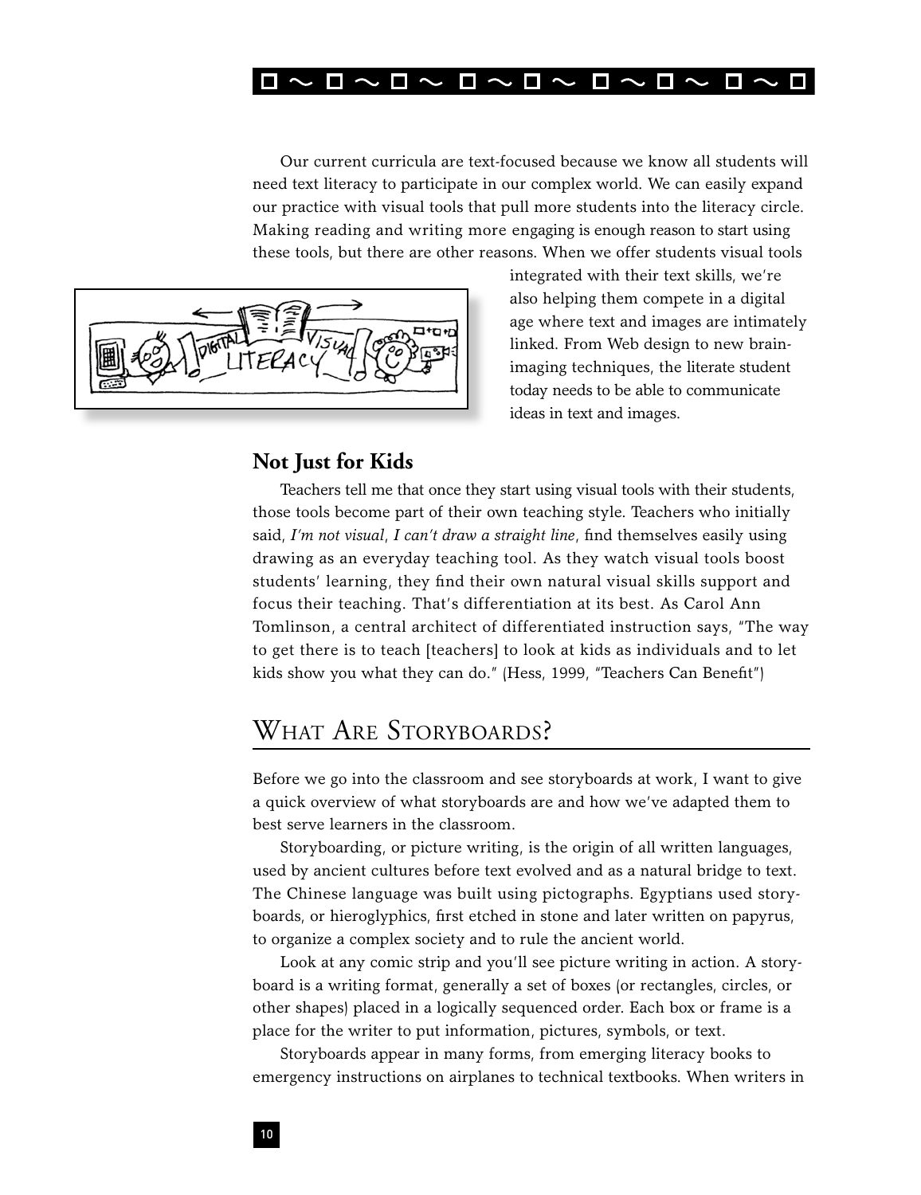Our current curricula are text-focused because we know all students will need text literacy to participate in our complex world. We can easily expand our practice with visual tools that pull more students into the literacy circle. Making reading and writing more engaging is enough reason to start using these tools, but there are other reasons. When we offer students visual tools integrated with their text skills, we're also helping them compete in a digital age where text and images are intimately linked. From Web design to new brain-imaging techniques, the literate student today needs to be able to communicate ideas in text and images.

### Not Just for Kids

Teachers tell me that once they start using visual tools with their students, those tools become part of their own teaching style. Teachers who initially said, *I'm not visual*, *I can't draw a straight line*, find themselves easily using drawing as an everyday teaching tool. As they watch visual tools boost students' learning, they find their own natural visual skills support and focus their teaching. That's differentiation at its best. As Carol Ann Tomlinson, a central architect of differentiated instruction says, "The way to get there is to teach [teachers] to look at kids as individuals and to let kids show you what they can do." (Hess, 1999, "Teachers Can Benefit")

## What Are Storyboards?

Before we go into the classroom and see storyboards at work, I want to give a quick overview of what storyboards are and how we've adapted them to best serve learners in the classroom.

Storyboarding, or picture writing, is the origin of all written languages, used by ancient cultures before text evolved and as a natural bridge to text. The Chinese language was built using pictographs. Egyptians used storyboards, or hieroglyphics, first etched in stone and later written on papyrus, to organize a complex society and to rule the ancient world.

Look at any comic strip and you'll see picture writing in action. A storyboard is a writing format, generally a set of boxes (or rectangles, circles, or other shapes) placed in a logically sequenced order. Each box or frame is a place for the writer to put information, pictures, symbols, or text.

Storyboards appear in many forms, from emerging literacy books to emergency instructions on airplanes to technical textbooks. When writers in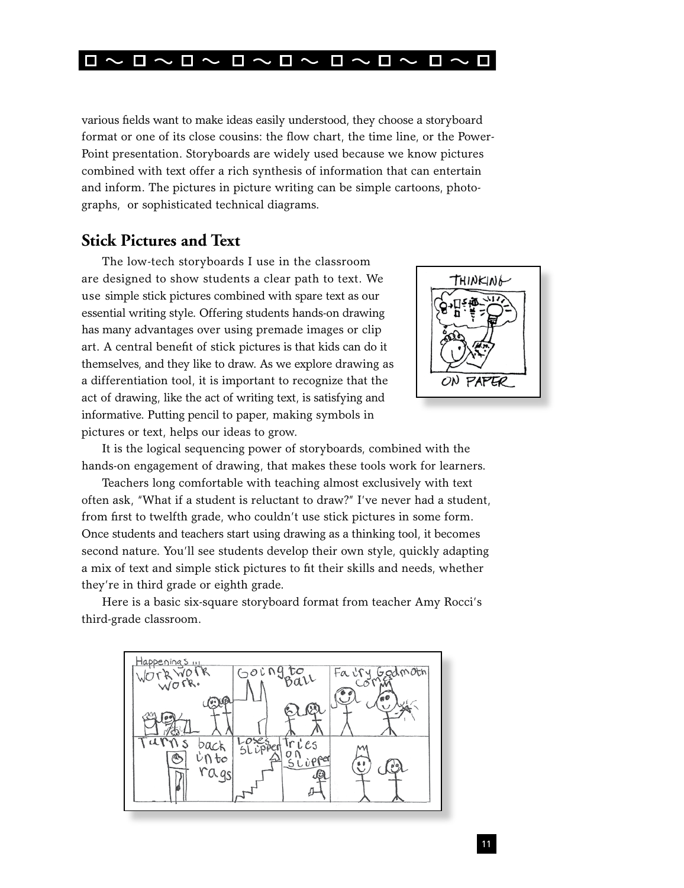various fields want to make ideas easily understood, they choose a storyboard format or one of its close cousins: the flow chart, the time line, or the PowerPoint presentation. Storyboards are widely used because we know pictures combined with text offer a rich synthesis of information that can entertain and inform. The pictures in picture writing can be simple cartoons, photographs, or sophisticated technical diagrams.

## Stick Pictures and Text

The low-tech storyboards I use in the classroom are designed to show students a clear path to text. We use simple stick pictures combined with spare text as our essential writing style. Offering students hands-on drawing has many advantages over using premade images or clip art. A central benefit of stick pictures is that kids can do it themselves, and they like to draw. As we explore drawing as a differentiation tool, it is important to recognize that the act of drawing, like the act of writing text, is satisfying and informative. Putting pencil to paper, making symbols in pictures or text, helps our ideas to grow.

It is the logical sequencing power of storyboards, combined with the hands-on engagement of drawing, that makes these tools work for learners.

Teachers long comfortable with teaching almost exclusively with text often ask, "What if a student is reluctant to draw?" I've never had a student, from first to twelfth grade, who couldn't use stick pictures in some form. Once students and teachers start using drawing as a thinking tool, it becomes second nature. You'll see students develop their own style, quickly adapting a mix of text and simple stick pictures to fit their skills and needs, whether they're in third grade or eighth grade.

Here is a basic six-square storyboard format from teacher Amy Rocci's third-grade classroom.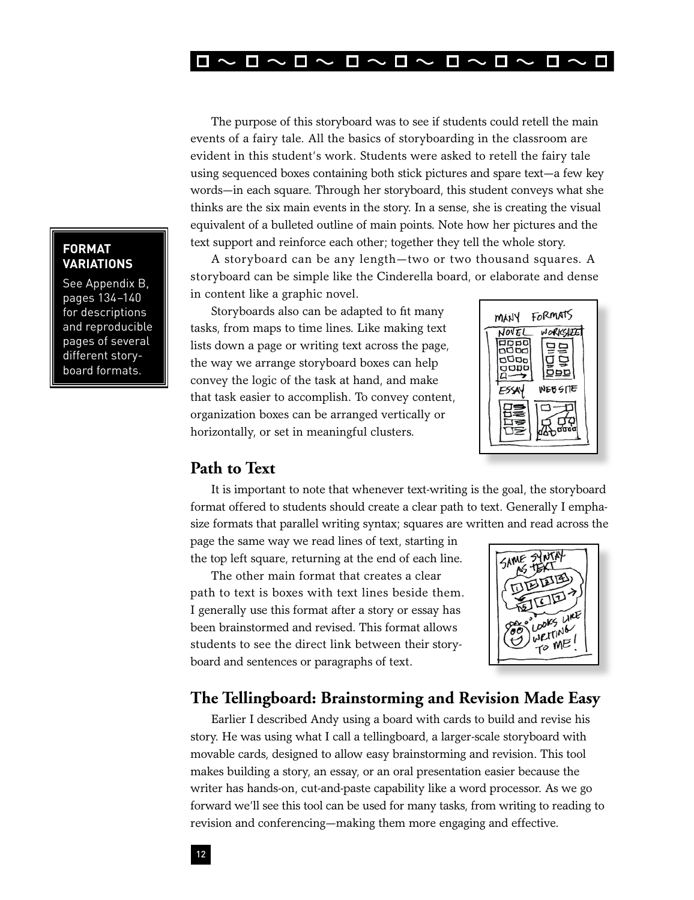The purpose of this storyboard was to see if students could retell the main events of a fairy tale. All the basics of storyboarding in the classroom are evident in this student's work. Students were asked to retell the fairy tale using sequenced boxes containing both stick pictures and spare text—a few key words—in each square. Through her storyboard, this student conveys what she thinks are the six main events in the story. In a sense, she is creating the visual equivalent of a bulleted outline of main points. Note how her pictures and the text support and reinforce each other; together they tell the whole story.

**FORMAT VARIATIONS**

See Appendix B, pages 134–140 for descriptions and reproducible pages of several different storyboard formats.

A storyboard can be any length—two or two thousand squares. A storyboard can be simple like the Cinderella board, or elaborate and dense in content like a graphic novel.

Storyboards also can be adapted to fit many tasks, from maps to time lines. Like making text lists down a page or writing text across the page, the way we arrange storyboard boxes can help convey the logic of the task at hand, and make that task easier to accomplish. To convey content, organization boxes can be arranged vertically or horizontally, or set in meaningful clusters.

## Path to Text

It is important to note that whenever text-writing is the goal, the storyboard format offered to students should create a clear path to text. Generally I emphasize formats that parallel writing syntax; squares are written and read across the page the same way we read lines of text, starting in the top left square, returning at the end of each line.

The other main format that creates a clear path to text is boxes with text lines beside them. I generally use this format after a story or essay has been brainstormed and revised. This format allows students to see the direct link between their storyboard and sentences or paragraphs of text.

## The Tellingboard: Brainstorming and Revision Made Easy

Earlier I described Andy using a board with cards to build and revise his story. He was using what I call a tellingboard, a larger-scale storyboard with movable cards, designed to allow easy brainstorming and revision. This tool makes building a story, an essay, or an oral presentation easier because the writer has hands-on, cut-and-paste capability like a word processor. As we go forward we'll see this tool can be used for many tasks, from writing to reading to revision and conferencing—making them more engaging and effective.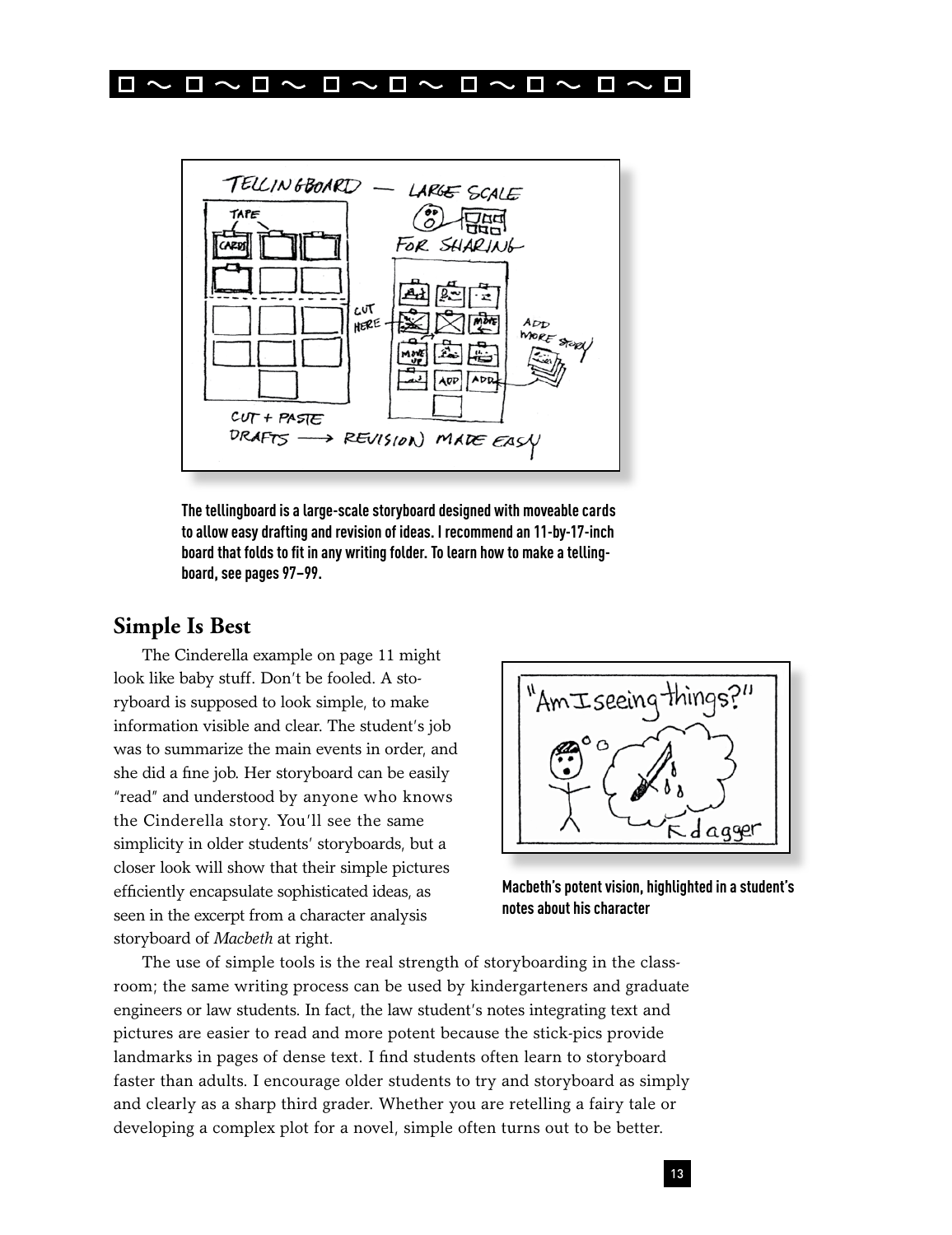The tellingboard is a large-scale storyboard designed with moveable cards to allow easy drafting and revision of ideas. I recommend an 11-by-17-inch board that folds to fit in any writing folder. To learn how to make a tellingboard, see pages 97–99.

## Simple Is Best

The Cinderella example on page 11 might look like baby stuff. Don't be fooled. A storyboard is supposed to look simple, to make information visible and clear. The student's job was to summarize the main events in order, and she did a fine job. Her storyboard can be easily "read" and understood by anyone who knows the Cinderella story. You'll see the same simplicity in older students' storyboards, but a closer look will show that their simple pictures efficiently encapsulate sophisticated ideas, as seen in the excerpt from a character analysis storyboard of *Macbeth* at right.

Macbeth's potent vision, highlighted in a student's notes about his character

The use of simple tools is the real strength of storyboarding in the classroom; the same writing process can be used by kindergarteners and graduate engineers or law students. In fact, the law student's notes integrating text and pictures are easier to read and more potent because the stick-pics provide landmarks in pages of dense text. I find students often learn to storyboard faster than adults. I encourage older students to try and storyboard as simply and clearly as a sharp third grader. Whether you are retelling a fairy tale or developing a complex plot for a novel, simple often turns out to be better.